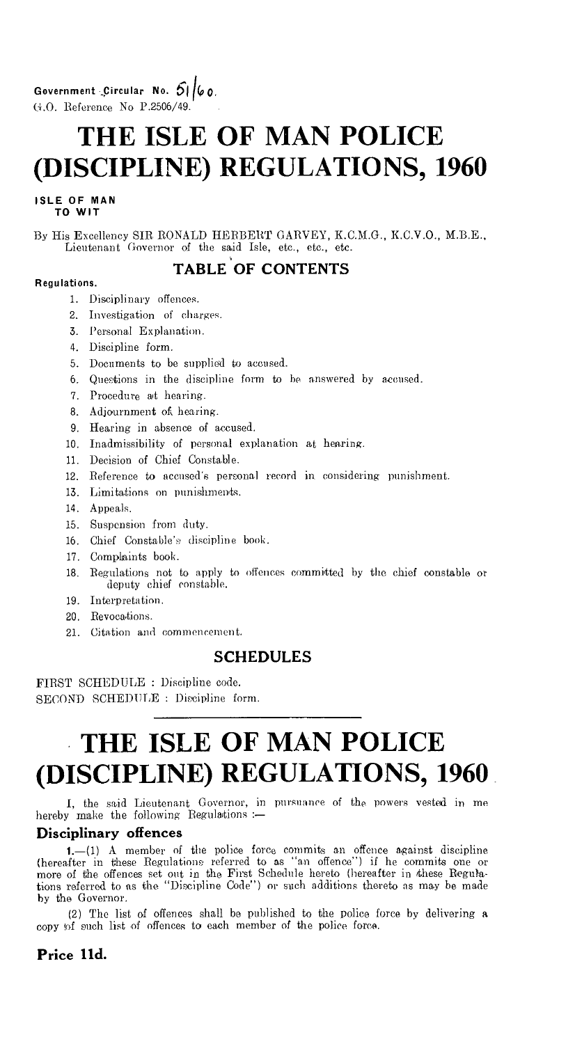Government Circular No. 51/60.
G.O. Reference No P.2506/49.

# THE ISLE OF MAN POLICE (DISCIPLINE) REGULATIONS, 1960

**ISLE OF MAN**
**TO WIT**

By His Excellency SIR RONALD HERBERT GARVEY, K.C.M.G., K.C.V.O., M.B.E., Lieutenant Governor of the said Isle, etc., etc., etc.

## TABLE OF CONTENTS

**Regulations.**

1. Disciplinary offences.
2. Investigation of charges.
3. Personal Explanation.
4. Discipline form.
5. Documents to be supplied to accused.
6. Questions in the discipline form to be answered by accused.
7. Procedure at hearing.
8. Adjournment of hearing.
9. Hearing in absence of accused.
10. Inadmissibility of personal explanation at hearing.
11. Decision of Chief Constable.
12. Reference to accused's personal record in considering punishment.
13. Limitations on punishments.
14. Appeals.
15. Suspension from duty.
16. Chief Constable's discipline book.
17. Complaints book.
18. Regulations not to apply to offences committed by the chief constable or deputy chief constable.
19. Interpretation.
20. Revocations.
21. Citation and commencement.

## SCHEDULES

FIRST SCHEDULE : Discipline code.
SECOND SCHEDULE : Discipline form.

# THE ISLE OF MAN POLICE (DISCIPLINE) REGULATIONS, 1960

I, the said Lieutenant Governor, in pursuance of the powers vested in me hereby make the following Regulations :—

### Disciplinary offences

**1.**—(1) A member of the police force commits an offence against discipline (hereafter in these Regulations referred to as "an offence") if he commits one or more of the offences set out in the First Schedule hereto (hereafter in these Regulations referred to as the "Discipline Code") or such additions thereto as may be made by the Governor.

(2) The list of offences shall be published to the police force by delivering a copy of such list of offences to each member of the police force.

**Price 11d.**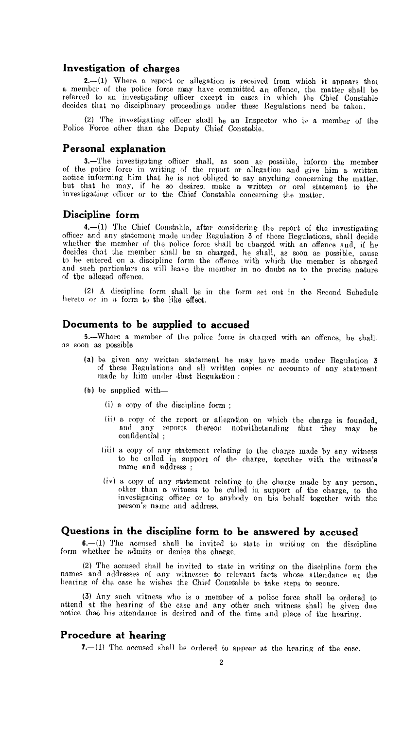## Investigation of charges

**2.**—(1) Where a report or allegation is received from which it appears that a member of the police force may have committed an offence, the matter shall be referred to an investigating officer except in cases in which the Chief Constable decides that no disciplinary proceedings under these Regulations need be taken.

(2) The investigating officer shall be an Inspector who is a member of the Police Force other than the Deputy Chief Constable.

## Personal explanation

**3.**—The investigating officer shall, as soon as possible, inform the member of the police force in writing of the report or allegation and give him a written notice informing him that he is not obliged to say anything concerning the matter, but that he may, if he so desires, make a written or oral statement to the investigating officer or to the Chief Constable concerning the matter.

## Discipline form

**4.**—(1) The Chief Constable, after considering the report of the investigating officer and any statement made under Regulation 3 of these Regulations, shall decide whether the member of the police force shall be charged with an offence and, if he decides that the member shall be so charged, he shall, as soon as possible, cause to be entered on a discipline form the offence with which the member is charged and such particulars as will leave the member in no doubt as to the precise nature of the alleged offence.

(2) A discipline form shall be in the form set out in the Second Schedule hereto or in a form to the like effect.

## Documents to be supplied to accused

**5.**—Where a member of the police force is charged with an offence, he shall, as soon as possible

(a) be given any written statement he may have made under Regulation 3 of these Regulations and all written copies or accounts of any statement made by him under that Regulation :

(b) be supplied with—

(i) a copy of the discipline form ;

(ii) a copy of the report or allegation on which the charge is founded, and any reports thereon notwithstanding that they may be confidential ;

(iii) a copy of any statement relating to the charge made by any witness to be called in support of the charge, together with the witness's name and address ;

(iv) a copy of any statement relating to the charge made by any person, other than a witness to be called in support of the charge, to the investigating officer or to anybody on his behalf together with the person's name and address.

## Questions in the discipline form to be answered by accused

**6.**—(1) The accused shall be invited to state in writing on the discipline form whether he admits or denies the charge.

(2) The accused shall be invited to state in writing on the discipline form the names and addresses of any witnesses to relevant facts whose attendance at the hearing of the case he wishes the Chief Constable to take steps to secure.

(3) Any such witness who is a member of a police force shall be ordered to attend at the hearing of the case and any other such witness shall be given due notice that his attendance is desired and of the time and place of the hearing.

## Procedure at hearing

**7.**—(1) The accused shall be ordered to appear at the hearing of the case.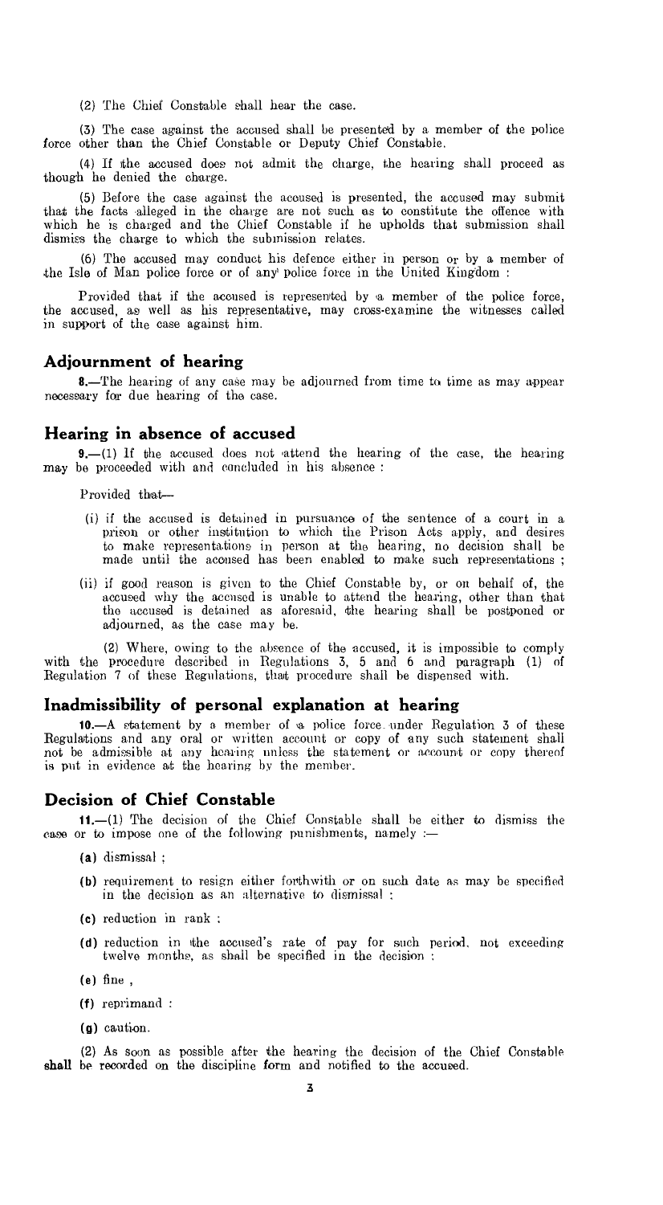(2) The Chief Constable shall hear the case.

(3) The case against the accused shall be presented by a member of the police force other than the Chief Constable or Deputy Chief Constable.

(4) If the accused does not admit the charge, the hearing shall proceed as though he denied the charge.

(5) Before the case against the accused is presented, the accused may submit that the facts alleged in the charge are not such as to constitute the offence with which he is charged and the Chief Constable if he upholds that submission shall dismiss the charge to which the submission relates.

(6) The accused may conduct his defence either in person or by a member of the Isle of Man police force or of any police force in the United Kingdom :

Provided that if the accused is represented by a member of the police force, the accused, as well as his representative, may cross-examine the witnesses called in support of the case against him.

## Adjournment of hearing

**8.**—The hearing of any case may be adjourned from time to time as may appear necessary for due hearing of the case.

## Hearing in absence of accused

**9.**—(1) If the accused does not attend the hearing of the case, the hearing may be proceeded with and concluded in his absence :

Provided that—

- (i) if the accused is detained in pursuance of the sentence of a court in a prison or other institution to which the Prison Acts apply, and desires to make representations in person at the hearing, no decision shall be made until the accused has been enabled to make such representations ;
- (ii) if good reason is given to the Chief Constable by, or on behalf of, the accused why the accused is unable to attend the hearing, other than that the accused is detained as aforesaid, the hearing shall be postponed or adjourned, as the case may be.

(2) Where, owing to the absence of the accused, it is impossible to comply with the procedure described in Regulations 3, 5 and 6 and paragraph (1) of Regulation 7 of these Regulations, that procedure shall be dispensed with.

## Inadmissibility of personal explanation at hearing

**10.**—A statement by a member of a police force under Regulation 3 of these Regulations and any oral or written account or copy of any such statement shall not be admissible at any hearing unless the statement or account or copy thereof is put in evidence at the hearing by the member.

## Decision of Chief Constable

**11.**—(1) The decision of the Chief Constable shall be either to dismiss the case or to impose one of the following punishments, namely :—

- **(a)** dismissal ;
- **(b)** requirement to resign either forthwith or on such date as may be specified in the decision as an alternative to dismissal ;
- **(c)** reduction in rank ;
- **(d)** reduction in the accused's rate of pay for such period, not exceeding twelve months, as shall be specified in the decision ;
- **(e)** fine ,
- **(f)** reprimand :
- **(g)** caution.

(2) As soon as possible after the hearing the decision of the Chief Constable shall be recorded on the discipline form and notified to the accused.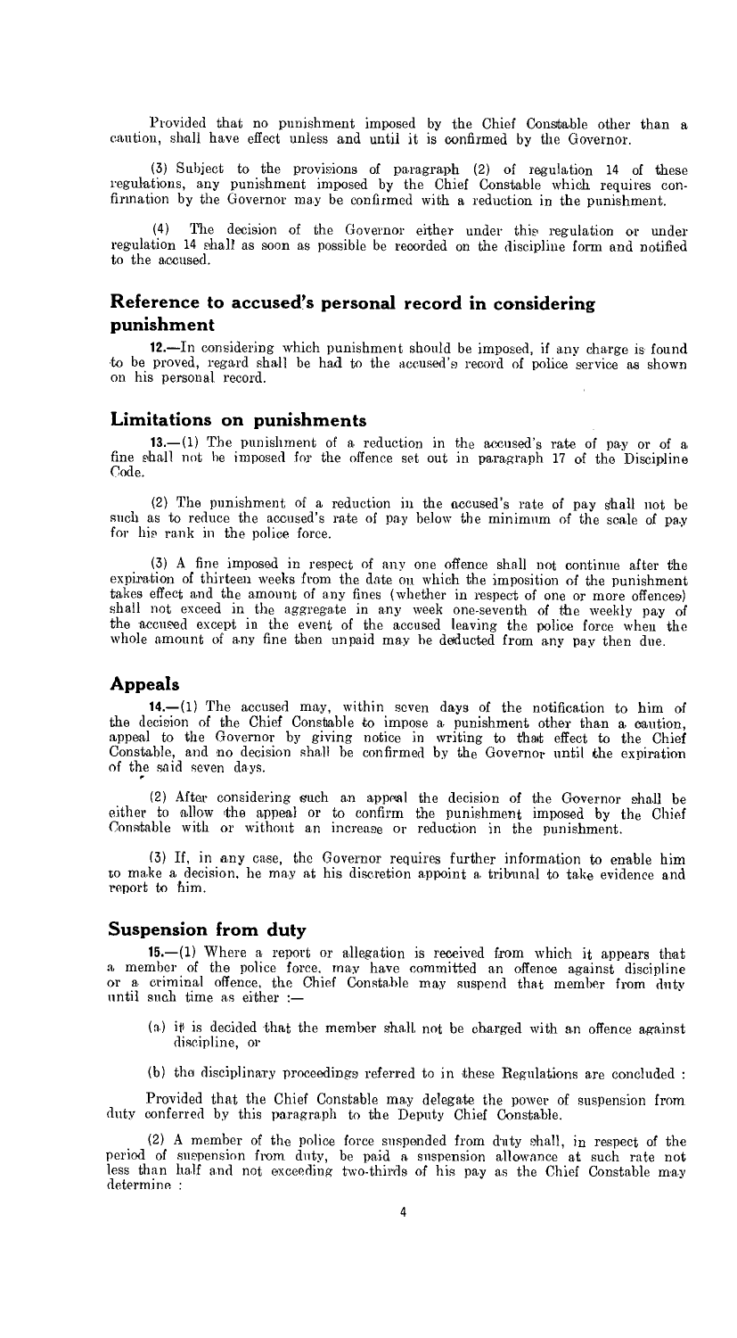Provided that no punishment imposed by the Chief Constable other than a caution, shall have effect unless and until it is confirmed by the Governor.

(3) Subject to the provisions of paragraph (2) of regulation 14 of these regulations, any punishment imposed by the Chief Constable which requires confirmation by the Governor may be confirmed with a reduction in the punishment.

(4) The decision of the Governor either under this regulation or under regulation 14 shall as soon as possible be recorded on the discipline form and notified to the accused.

## Reference to accused's personal record in considering punishment

**12.**—In considering which punishment should be imposed, if any charge is found to be proved, regard shall be had to the accused's record of police service as shown on his personal record.

## Limitations on punishments

**13.**—(1) The punishment of a reduction in the accused's rate of pay or of a fine shall not be imposed for the offence set out in paragraph 17 of the Discipline Code.

(2) The punishment of a reduction in the accused's rate of pay shall not be such as to reduce the accused's rate of pay below the minimum of the scale of pay for his rank in the police force.

(3) A fine imposed in respect of any one offence shall not continue after the expiration of thirteen weeks from the date on which the imposition of the punishment takes effect and the amount of any fines (whether in respect of one or more offences) shall not exceed in the aggregate in any week one-seventh of the weekly pay of the accused except in the event of the accused leaving the police force when the whole amount of any fine then unpaid may be deducted from any pay then due.

## Appeals

**14.**—(1) The accused may, within seven days of the notification to him of the decision of the Chief Constable to impose a punishment other than a caution, appeal to the Governor by giving notice in writing to that effect to the Chief Constable, and no decision shall be confirmed by the Governor until the expiration of the said seven days.

(2) After considering such an appeal the decision of the Governor shall be either to allow the appeal or to confirm the punishment imposed by the Chief Constable with or without an increase or reduction in the punishment.

(3) If, in any case, the Governor requires further information to enable him to make a decision, he may at his discretion appoint a tribunal to take evidence and report to him.

## Suspension from duty

**15.**—(1) Where a report or allegation is received from which it appears that a member of the police force, may have committed an offence against discipline or a criminal offence, the Chief Constable may suspend that member from duty until such time as either :—

(a) it is decided that the member shall not be charged with an offence against discipline, or

(b) the disciplinary proceedings referred to in these Regulations are concluded :

Provided that the Chief Constable may delegate the power of suspension from duty conferred by this paragraph to the Deputy Chief Constable.

(2) A member of the police force suspended from duty shall, in respect of the period of suspension from duty, be paid a suspension allowance at such rate not less than half and not exceeding two-thirds of his pay as the Chief Constable may determine :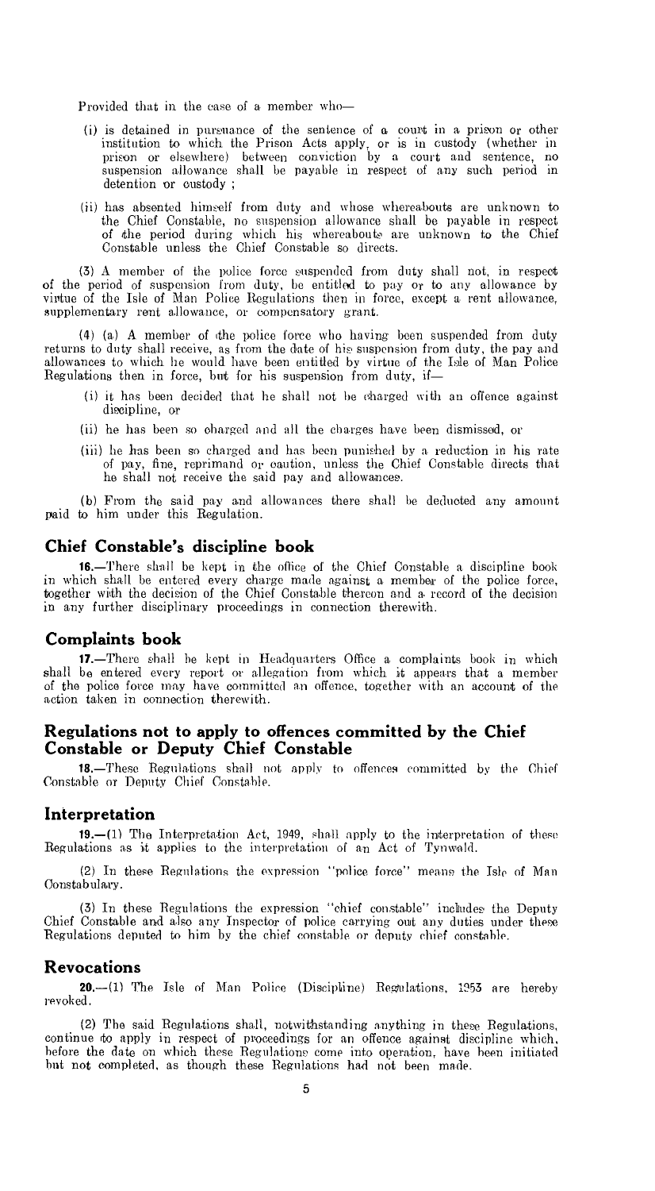Provided that in the case of a member who—

(i) is detained in pursuance of the sentence of a court in a prison or other institution to which the Prison Acts apply, or is in custody (whether in prison or elsewhere) between conviction by a court and sentence, no suspension allowance shall be payable in respect of any such period in detention or custody ;

(ii) has absented himself from duty and whose whereabouts are unknown to the Chief Constable, no suspension allowance shall be payable in respect of the period during which his whereabouts are unknown to the Chief Constable unless the Chief Constable so directs.

(3) A member of the police force suspended from duty shall not, in respect of the period of suspension from duty, be entitled to pay or to any allowance by virtue of the Isle of Man Police Regulations then in force, except a rent allowance, supplementary rent allowance, or compensatory grant.

(4) (a) A member of the police force who having been suspended from duty returns to duty shall receive, as from the date of his suspension from duty, the pay and allowances to which he would have been entitled by virtue of the Isle of Man Police Regulations then in force, but for his suspension from duty, if—

(i) it has been decided that he shall not be charged with an offence against discipline, or

(ii) he has been so charged and all the charges have been dismissed, or

(iii) he has been so charged and has been punished by a reduction in his rate of pay, fine, reprimand or caution, unless the Chief Constable directs that he shall not receive the said pay and allowances.

(b) From the said pay and allowances there shall be deducted any amount paid to him under this Regulation.

## Chief Constable's discipline book

**16.**—There shall be kept in the office of the Chief Constable a discipline book in which shall be entered every charge made against a member of the police force, together with the decision of the Chief Constable thereon and a record of the decision in any further disciplinary proceedings in connection therewith.

## Complaints book

**17.**—There shall be kept in Headquarters Office a complaints book in which shall be entered every report or allegation from which it appears that a member of the police force may have committed an offence, together with an account of the action taken in connection therewith.

## Regulations not to apply to offences committed by the Chief Constable or Deputy Chief Constable

**18.**—These Regulations shall not apply to offences committed by the Chief Constable or Deputy Chief Constable.

## Interpretation

**19.**—(1) The Interpretation Act, 1949, shall apply to the interpretation of these Regulations as it applies to the interpretation of an Act of Tynwald.

(2) In these Regulations the expression "police force" means the Isle of Man Constabulary.

(3) In these Regulations the expression "chief constable" includes the Deputy Chief Constable and also any Inspector of police carrying out any duties under these Regulations deputed to him by the chief constable or deputy chief constable.

## Revocations

**20.**—(1) The Isle of Man Police (Discipline) Regulations, 1953 are hereby revoked.

(2) The said Regulations shall, notwithstanding anything in these Regulations, continue to apply in respect of proceedings for an offence against discipline which, before the date on which these Regulations come into operation, have been initiated but not completed, as though these Regulations had not been made.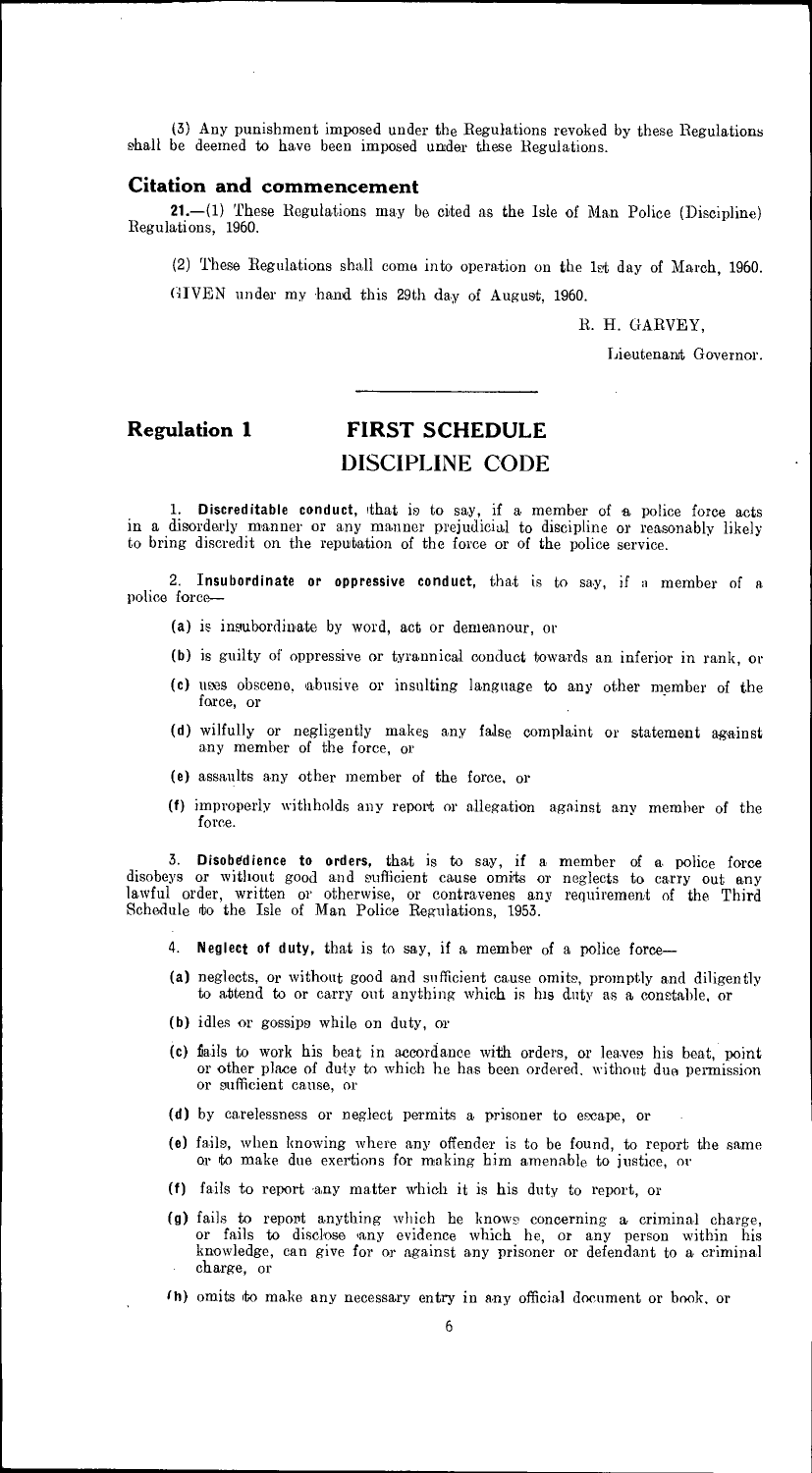(3) Any punishment imposed under the Regulations revoked by these Regulations shall be deemed to have been imposed under these Regulations.

## Citation and commencement

**21.**—(1) These Regulations may be cited as the Isle of Man Police (Discipline) Regulations, 1960.

(2) These Regulations shall come into operation on the 1st day of March, 1960.

GIVEN under my hand this 29th day of August, 1960.

R. H. GARVEY,

Lieutenant Governor.

---

**Regulation 1**

# FIRST SCHEDULE

## DISCIPLINE CODE

1. **Discreditable conduct,** that is to say, if a member of a police force acts in a disorderly manner or any manner prejudicial to discipline or reasonably likely to bring discredit on the reputation of the force or of the police service.

2. **Insubordinate or oppressive conduct,** that is to say, if a member of a police force—

   (a) is insubordinate by word, act or demeanour, or

   (b) is guilty of oppressive or tyrannical conduct towards an inferior in rank, or

   (c) uses obscene, abusive or insulting language to any other member of the force, or

   (d) wilfully or negligently makes any false complaint or statement against any member of the force, or

   (e) assaults any other member of the force, or

   (f) improperly withholds any report or allegation against any member of the force.

3. **Disobedience to orders,** that is to say, if a member of a police force disobeys or without good and sufficient cause omits or neglects to carry out any lawful order, written or otherwise, or contravenes any requirement of the Third Schedule to the Isle of Man Police Regulations, 1953.

4. **Neglect of duty,** that is to say, if a member of a police force—

   (a) neglects, or without good and sufficient cause omits, promptly and diligently to attend to or carry out anything which is his duty as a constable, or

   (b) idles or gossips while on duty, or

   (c) fails to work his beat in accordance with orders, or leaves his beat, point or other place of duty to which he has been ordered, without due permission or sufficient cause, or

   (d) by carelessness or neglect permits a prisoner to escape, or

   (e) fails, when knowing where any offender is to be found, to report the same or to make due exertions for making him amenable to justice, or

   (f) fails to report any matter which it is his duty to report, or

   (g) fails to report anything which he knows concerning a criminal charge, or fails to disclose any evidence which he, or any person within his knowledge, can give for or against any prisoner or defendant to a criminal charge, or

   (h) omits to make any necessary entry in any official document or book, or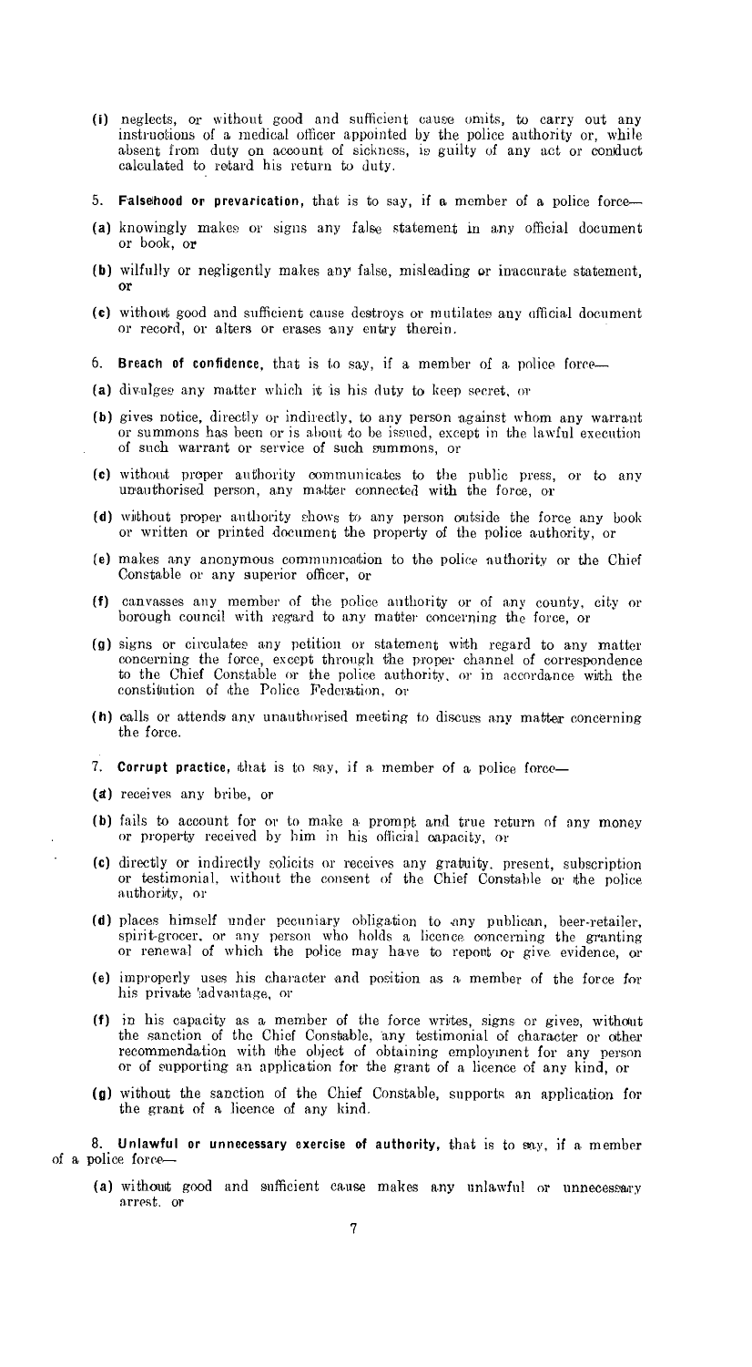**(i)** neglects, or without good and sufficient cause omits, to carry out any instructions of a medical officer appointed by the police authority or, while absent from duty on account of sickness, is guilty of any act or conduct calculated to retard his return to duty.

5. **Falsehood or prevarication**, that is to say, if a member of a police force—

**(a)** knowingly makes or signs any false statement in any official document or book, or

**(b)** wilfully or negligently makes any false, misleading or inaccurate statement, or

**(c)** without good and sufficient cause destroys or mutilates any official document or record, or alters or erases any entry therein.

6. **Breach of confidence**, that is to say, if a member of a police force—

**(a)** divulges any matter which it is his duty to keep secret, or

**(b)** gives notice, directly or indirectly, to any person against whom any warrant or summons has been or is about to be issued, except in the lawful execution of such warrant or service of such summons, or

**(c)** without proper authority communicates to the public press, or to any unauthorised person, any matter connected with the force, or

**(d)** without proper authority shows to any person outside the force any book or written or printed document the property of the police authority, or

**(e)** makes any anonymous communication to the police authority or the Chief Constable or any superior officer, or

**(f)** canvasses any member of the police authority or of any county, city or borough council with regard to any matter concerning the force, or

**(g)** signs or circulates any petition or statement with regard to any matter concerning the force, except through the proper channel of correspondence to the Chief Constable or the police authority, or in accordance with the constitution of the Police Federation, or

**(h)** calls or attends any unauthorised meeting to discuss any matter concerning the force.

7. **Corrupt practice**, that is to say, if a member of a police force—

**(a)** receives any bribe, or

**(b)** fails to account for or to make a prompt and true return of any money or property received by him in his official capacity, or

**(c)** directly or indirectly solicits or receives any gratuity, present, subscription or testimonial, without the consent of the Chief Constable or the police authority, or

**(d)** places himself under pecuniary obligation to any publican, beer-retailer, spirit-grocer, or any person who holds a licence concerning the granting or renewal of which the police may have to report or give evidence, or

**(e)** improperly uses his character and position as a member of the force for his private advantage, or

**(f)** in his capacity as a member of the force writes, signs or gives, without the sanction of the Chief Constable, any testimonial of character or other recommendation with the object of obtaining employment for any person or of supporting an application for the grant of a licence of any kind, or

**(g)** without the sanction of the Chief Constable, supports an application for the grant of a licence of any kind.

8. **Unlawful or unnecessary exercise of authority**, that is to say, if a member of a police force—

**(a)** without good and sufficient cause makes any unlawful or unnecessary arrest, or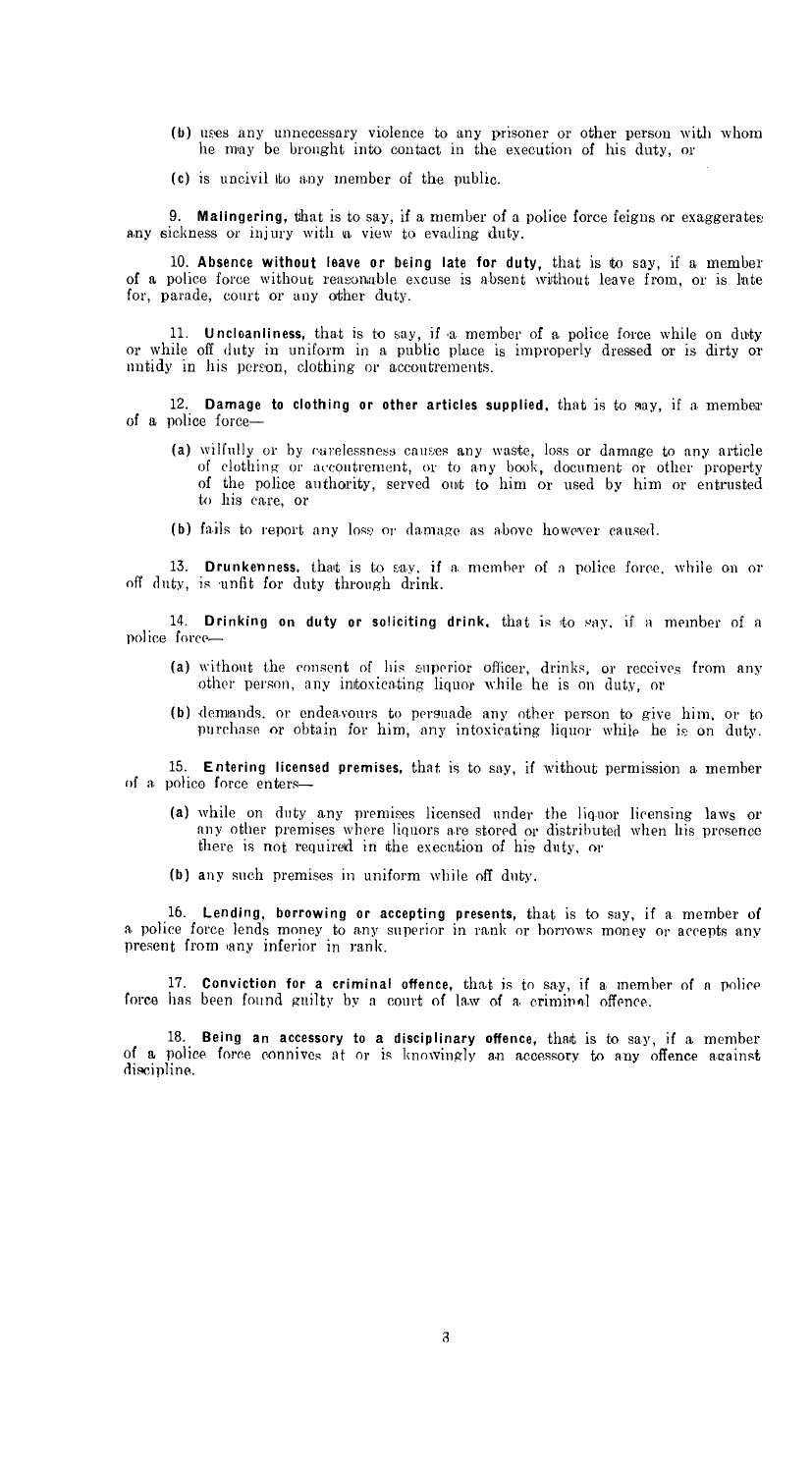(b) uses any unnecessary violence to any prisoner or other person with whom he may be brought into contact in the execution of his duty, or

(c) is uncivil to any member of the public.

9. **Malingering,** that is to say, if a member of a police force feigns or exaggerates any sickness or injury with a view to evading duty.

10. **Absence without leave or being late for duty,** that is to say, if a member of a police force without reasonable excuse is absent without leave from, or is late for, parade, court or any other duty.

11. **Uncleanliness,** that is to say, if a member of a police force while on duty or while off duty in uniform in a public place is improperly dressed or is dirty or untidy in his person, clothing or accoutrements.

12. **Damage to clothing or other articles supplied,** that is to say, if a member of a police force—

(a) wilfully or by carelessness causes any waste, loss or damage to any article of clothing or accoutrement, or to any book, document or other property of the police authority, served out to him or used by him or entrusted to his care, or

(b) fails to report any loss or damage as above however caused.

13. **Drunkenness,** that is to say, if a member of a police force, while on or off duty, is unfit for duty through drink.

14. **Drinking on duty or soliciting drink,** that is to say, if a member of a police force—

(a) without the consent of his superior officer, drinks, or receives from any other person, any intoxicating liquor while he is on duty, or

(b) demands, or endeavours to persuade any other person to give him, or to purchase or obtain for him, any intoxicating liquor while he is on duty.

15. **Entering licensed premises,** that is to say, if without permission a member of a police force enters—

(a) while on duty any premises licensed under the liquor licensing laws or any other premises where liquors are stored or distributed when his presence there is not required in the execution of his duty, or

(b) any such premises in uniform while off duty.

16. **Lending, borrowing or accepting presents,** that is to say, if a member of a police force lends money to any superior in rank or borrows money or accepts any present from any inferior in rank.

17. **Conviction for a criminal offence,** that is to say, if a member of a police force has been found guilty by a court of law of a criminal offence.

18. **Being an accessory to a disciplinary offence,** that is to say, if a member of a police force connives at or is knowingly an accessory to any offence against discipline.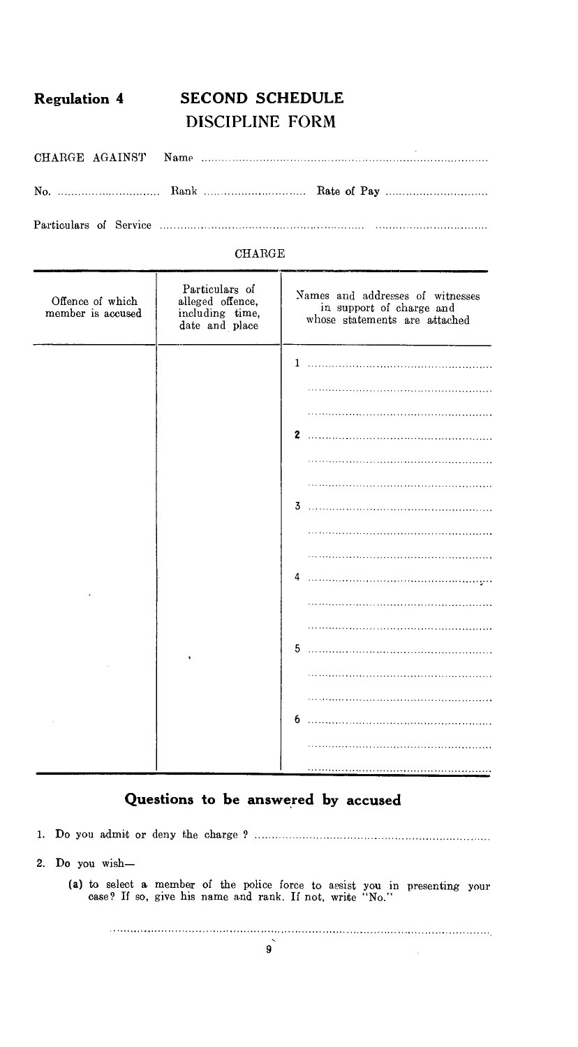**Regulation 4**

# SECOND SCHEDULE

## DISCIPLINE FORM

CHARGE AGAINST Name ..............................................................................................

No. .............................. Rank .............................. Rate of Pay ..............................

Particulars of Service ............................................................ ................................

CHARGE

| Offence of which member is accused | Particulars of alleged offence, including time, date and place | Names and addresses of witnesses in support of charge and whose statements are attached |
|---|---|---|
| | | 1 ...................................................... |
| | | ...................................................... |
| | | ...................................................... |
| | | 2 ...................................................... |
| | | ...................................................... |
| | | ...................................................... |
| | | 3 ...................................................... |
| | | ...................................................... |
| | | ...................................................... |
| | | 4 ...................................................... |
| | | ...................................................... |
| | | ...................................................... |
| | | 5 ...................................................... |
| | | ...................................................... |
| | | ...................................................... |
| | | 6 ...................................................... |
| | | ...................................................... |
| | | ...................................................... |

## Questions to be answered by accused

1. Do you admit or deny the charge ? ....................................................................

2. Do you wish—

   (a) to select a member of the police force to assist you in presenting your case? If so, give his name and rank. If not, write "No."

   ..........................................................................................................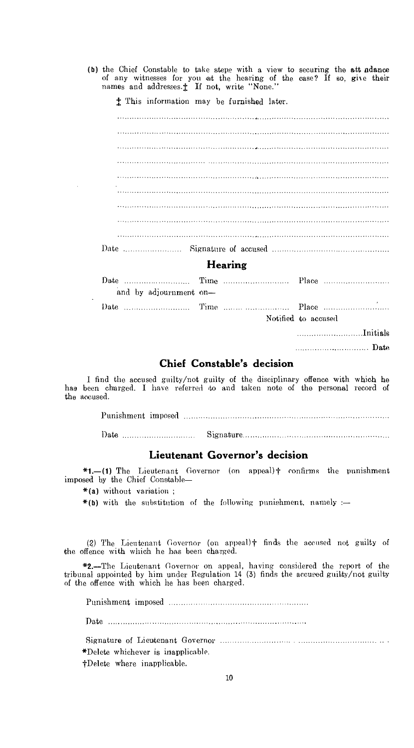(b) the Chief Constable to take steps with a view to securing the attendance of any witnesses for you at the hearing of the case? If so, give their names and addresses.‡ If not, write "None."

‡ This information may be furnished later.

..............................................................................................................

..............................................................................................................

..............................................................................................................

..............................................................................................................

..............................................................................................................

..............................................................................................................

..............................................................................................................

..............................................................................................................

..............................................................................................................

Date ........................ Signature of accused ................................................

## Hearing

Date ........................... Time ........................... Place ...........................

and by adjournment on—

Date ........................... Time ........................... Place ...........................

Notified to accused

...........................Initials

........................... Date

## Chief Constable's decision

I find the accused guilty/not guilty of the disciplinary offence with which he has been charged. I have referred to and taken note of the personal record of the accused.

Punishment imposed ..................................................................................

Date ............................. Signature............................................................

## Lieutenant Governor's decision

***1.—(1)** The Lieutenant Governor (on appeal)† confirms the punishment imposed by the Chief Constable—

***(a)** without variation ;

***(b)** with the substitution of the following punishment, namely :—

(2) The Lieutenant Governor (on appeal)† finds the accused not guilty of the offence with which he has been charged.

***2.**—The Lieutenant Governor on appeal, having considered the report of the tribunal appointed by him under Regulation 14 (3) finds the accused guilty/not guilty of the offence with which he has been charged.

Punishment imposed .........................................................

Date ..............................................................................

Signature of Lieutenant Governor ..............................................................

*Delete whichever is inapplicable.

†Delete where inapplicable.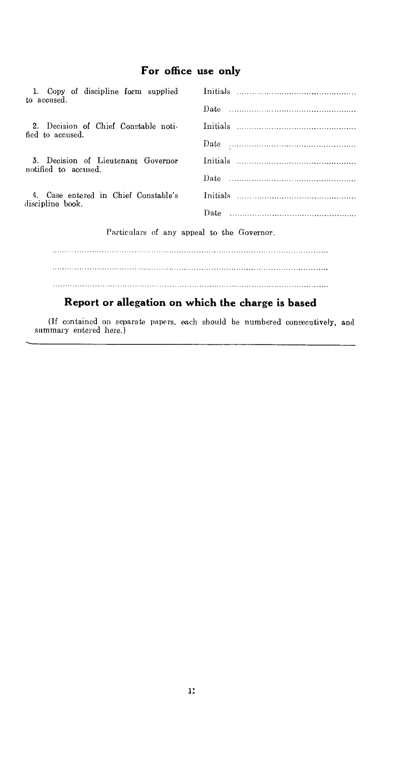## For office use only

| | |
|---|---|
| 1. Copy of discipline form supplied to accused. | Initials ................................................ |
| | Date ................................................ |
| 2. Decision of Chief Constable notified to accused. | Initials ................................................ |
| | Date ................................................ |
| 3. Decision of Lieutenant Governor notified to accused. | Initials ................................................ |
| | Date ................................................ |
| 4. Case entered in Chief Constable's discipline book. | Initials ................................................ |
| | Date ................................................ |

Particulars of any appeal to the Governor.

..............................................................................................................

..............................................................................................................

..............................................................................................................

## Report or allegation on which the charge is based

(If contained on separate papers, each should be numbered consecutively, and summary entered here.)